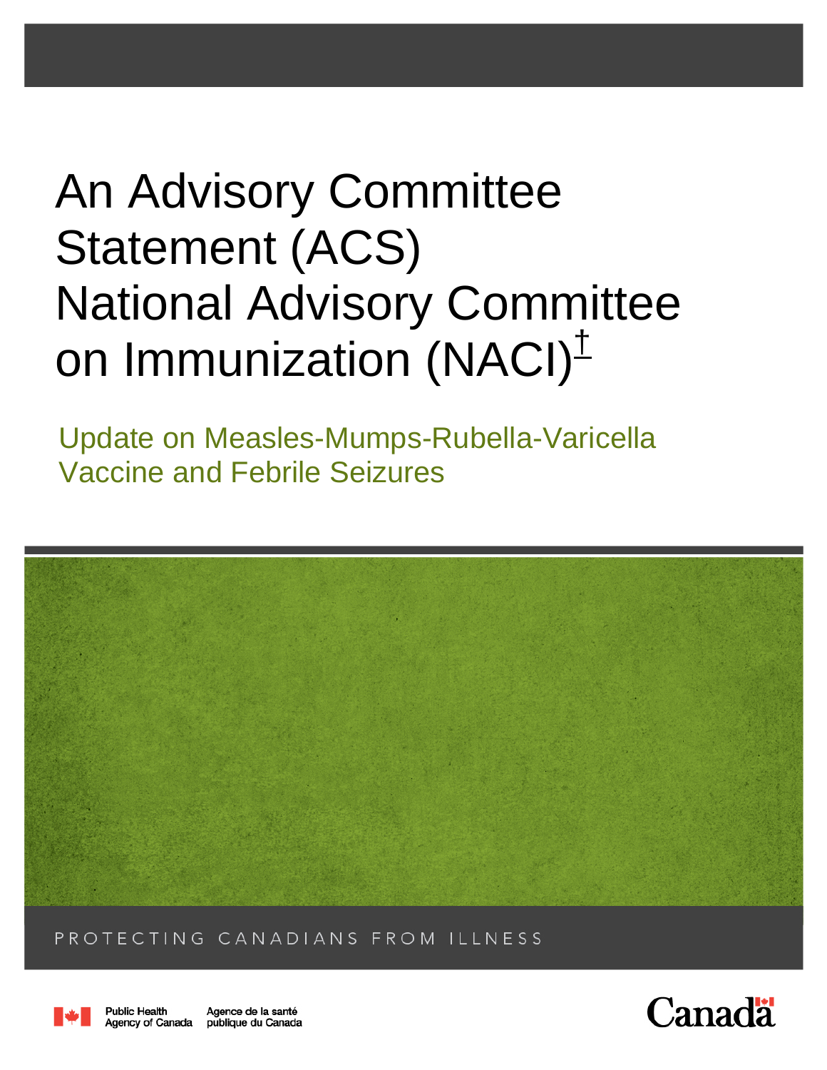# An Advisory Committee Statement (ACS) National Advisory Committee on Immunization (NACI)[†]

## Update on Measles-Mumps-Rubella-Varicella Vaccine and Febrile Seizures

PROTECTING CANADIANS FROM ILLNESS

Public Health Agency of Canada | Agence de la santé publique du Canada

Canada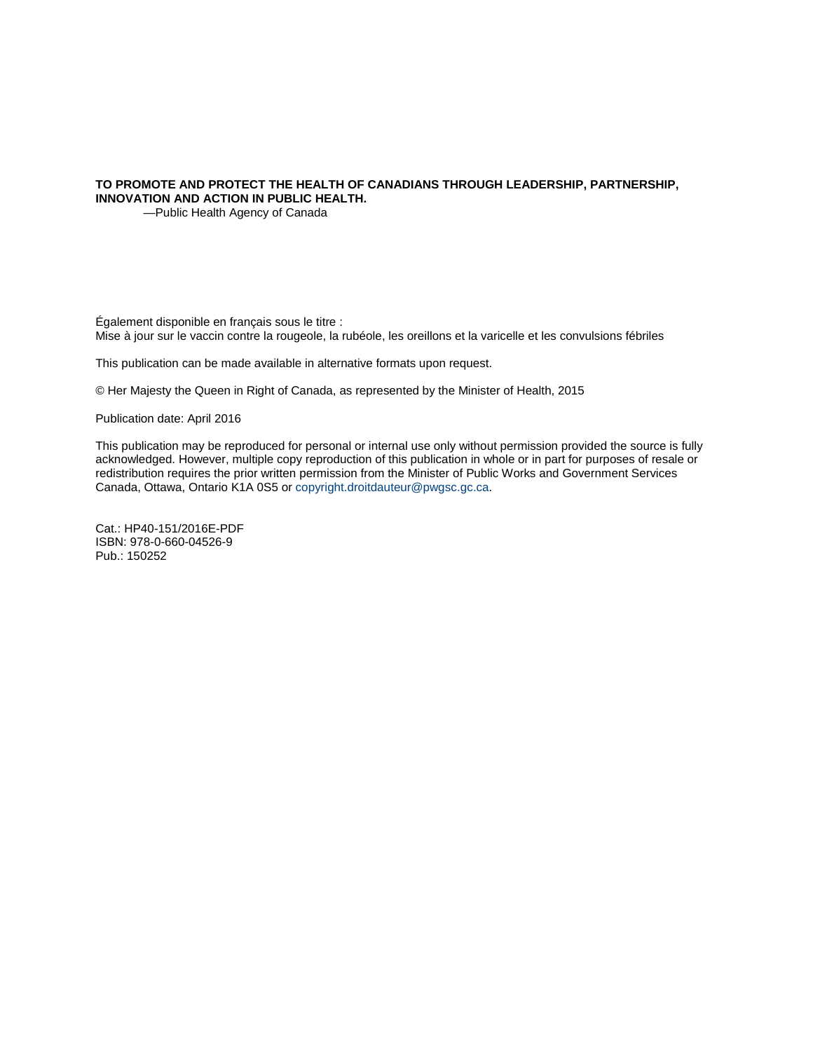**TO PROMOTE AND PROTECT THE HEALTH OF CANADIANS THROUGH LEADERSHIP, PARTNERSHIP, INNOVATION AND ACTION IN PUBLIC HEALTH.**

—Public Health Agency of Canada

Également disponible en français sous le titre :
Mise à jour sur le vaccin contre la rougeole, la rubéole, les oreillons et la varicelle et les convulsions fébriles

This publication can be made available in alternative formats upon request.

© Her Majesty the Queen in Right of Canada, as represented by the Minister of Health, 2015

Publication date: April 2016

This publication may be reproduced for personal or internal use only without permission provided the source is fully acknowledged. However, multiple copy reproduction of this publication in whole or in part for purposes of resale or redistribution requires the prior written permission from the Minister of Public Works and Government Services Canada, Ottawa, Ontario K1A 0S5 or copyright.droitdauteur@pwgsc.gc.ca.

Cat.: HP40-151/2016E-PDF
ISBN: 978-0-660-04526-9
Pub.: 150252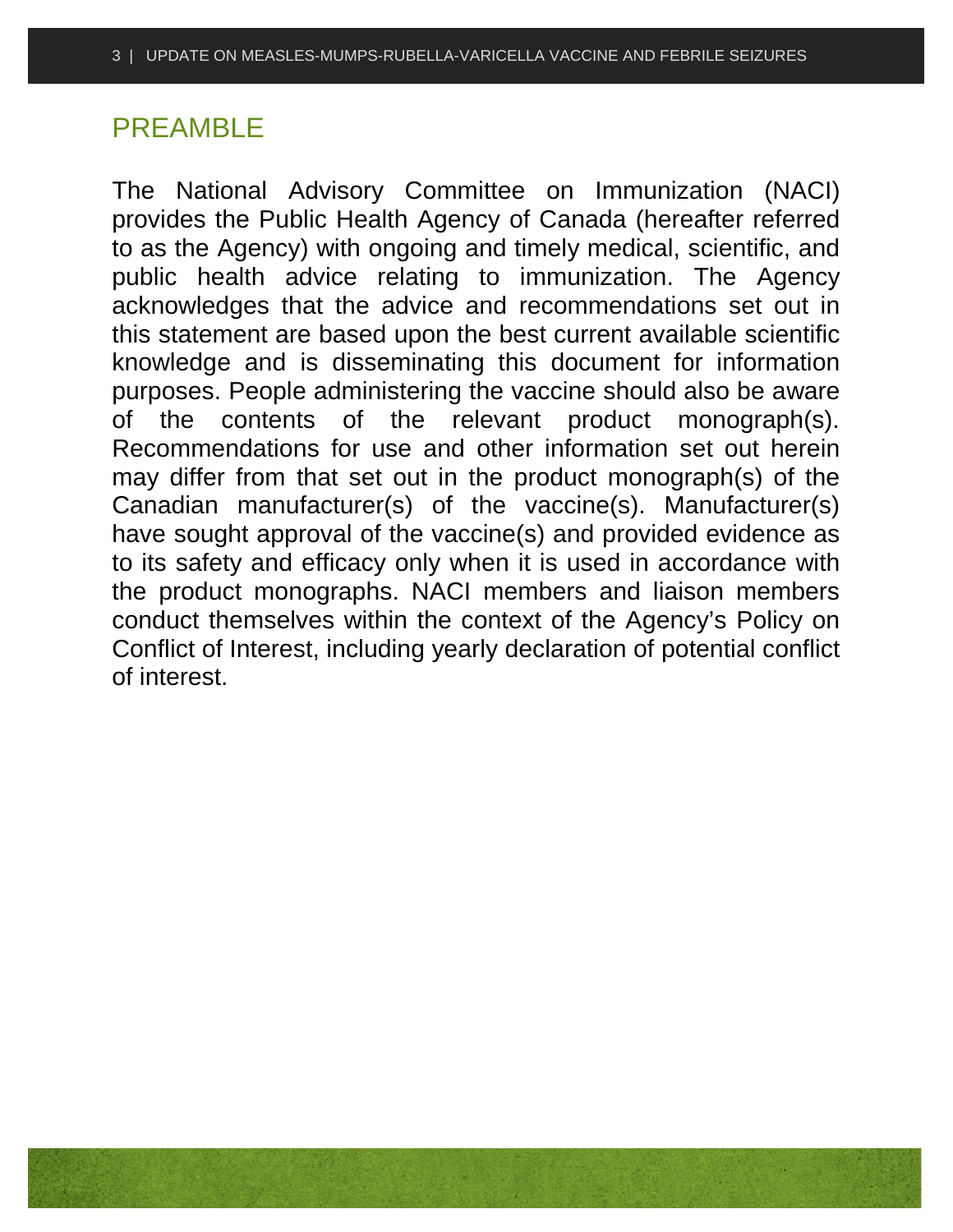## PREAMBLE

The National Advisory Committee on Immunization (NACI) provides the Public Health Agency of Canada (hereafter referred to as the Agency) with ongoing and timely medical, scientific, and public health advice relating to immunization. The Agency acknowledges that the advice and recommendations set out in this statement are based upon the best current available scientific knowledge and is disseminating this document for information purposes. People administering the vaccine should also be aware of the contents of the relevant product monograph(s). Recommendations for use and other information set out herein may differ from that set out in the product monograph(s) of the Canadian manufacturer(s) of the vaccine(s). Manufacturer(s) have sought approval of the vaccine(s) and provided evidence as to its safety and efficacy only when it is used in accordance with the product monographs. NACI members and liaison members conduct themselves within the context of the Agency's Policy on Conflict of Interest, including yearly declaration of potential conflict of interest.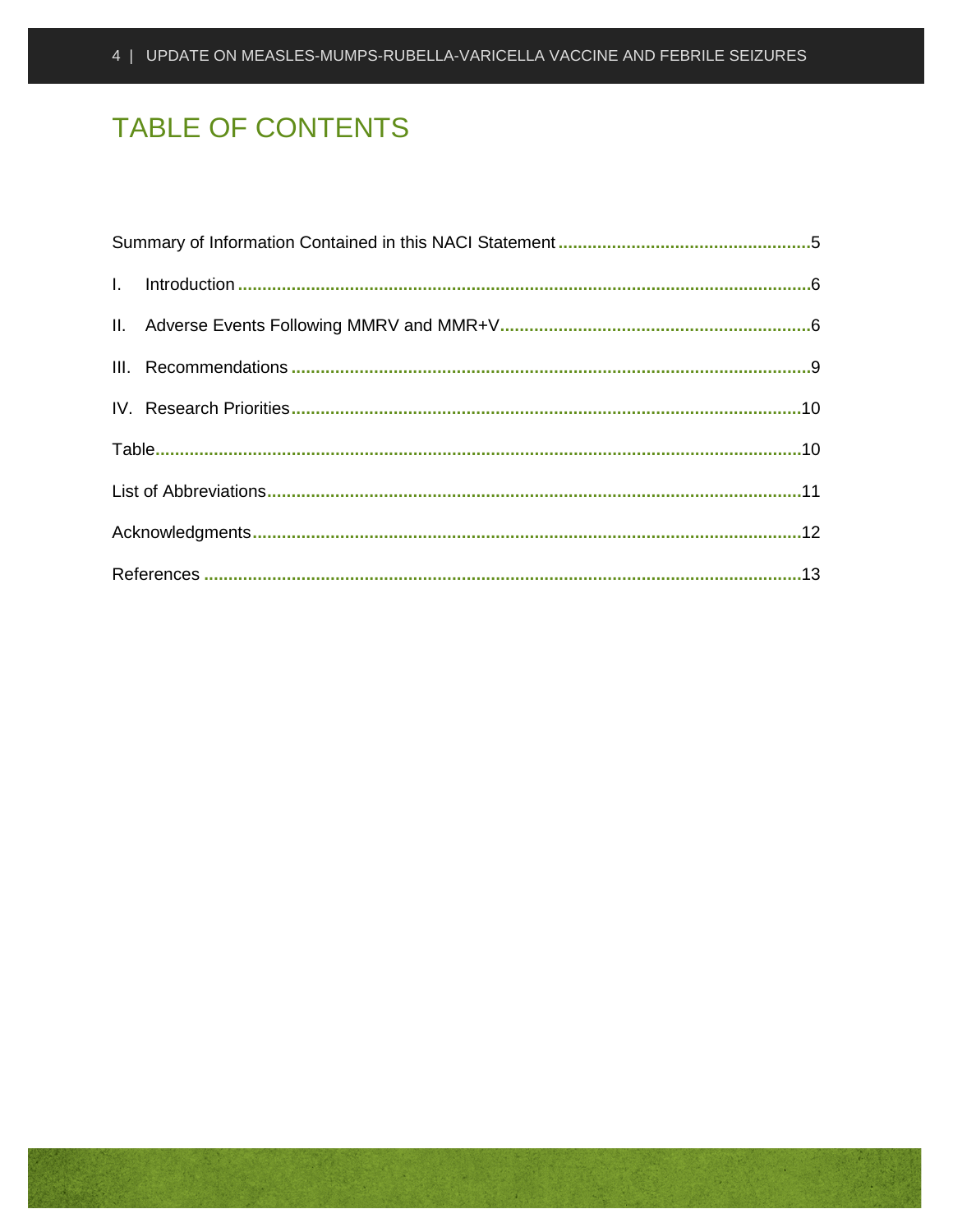# TABLE OF CONTENTS

Summary of Information Contained in this NACI Statement ....................................................5

I. Introduction ....................................................................................................................6

II. Adverse Events Following MMRV and MMR+V...............................................................6

III. Recommendations .........................................................................................................9

IV. Research Priorities........................................................................................................10

Table....................................................................................................................................10

List of Abbreviations............................................................................................................11

Acknowledgments................................................................................................................12

References ..........................................................................................................................13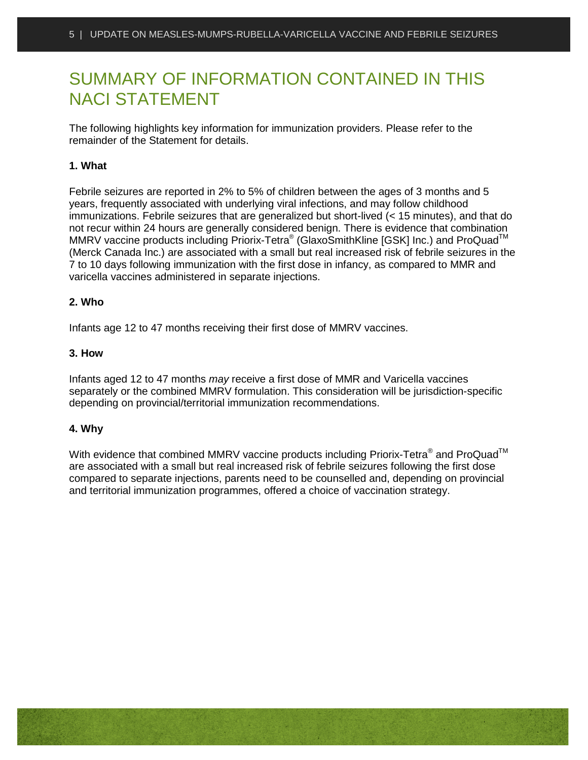# SUMMARY OF INFORMATION CONTAINED IN THIS NACI STATEMENT

The following highlights key information for immunization providers. Please refer to the remainder of the Statement for details.

**1. What**

Febrile seizures are reported in 2% to 5% of children between the ages of 3 months and 5 years, frequently associated with underlying viral infections, and may follow childhood immunizations. Febrile seizures that are generalized but short-lived (< 15 minutes), and that do not recur within 24 hours are generally considered benign. There is evidence that combination MMRV vaccine products including Priorix-Tetra® (GlaxoSmithKline [GSK] Inc.) and ProQuad™ (Merck Canada Inc.) are associated with a small but real increased risk of febrile seizures in the 7 to 10 days following immunization with the first dose in infancy, as compared to MMR and varicella vaccines administered in separate injections.

**2. Who**

Infants age 12 to 47 months receiving their first dose of MMRV vaccines.

**3. How**

Infants aged 12 to 47 months *may* receive a first dose of MMR and Varicella vaccines separately or the combined MMRV formulation. This consideration will be jurisdiction-specific depending on provincial/territorial immunization recommendations.

**4. Why**

With evidence that combined MMRV vaccine products including Priorix-Tetra® and ProQuad™ are associated with a small but real increased risk of febrile seizures following the first dose compared to separate injections, parents need to be counselled and, depending on provincial and territorial immunization programmes, offered a choice of vaccination strategy.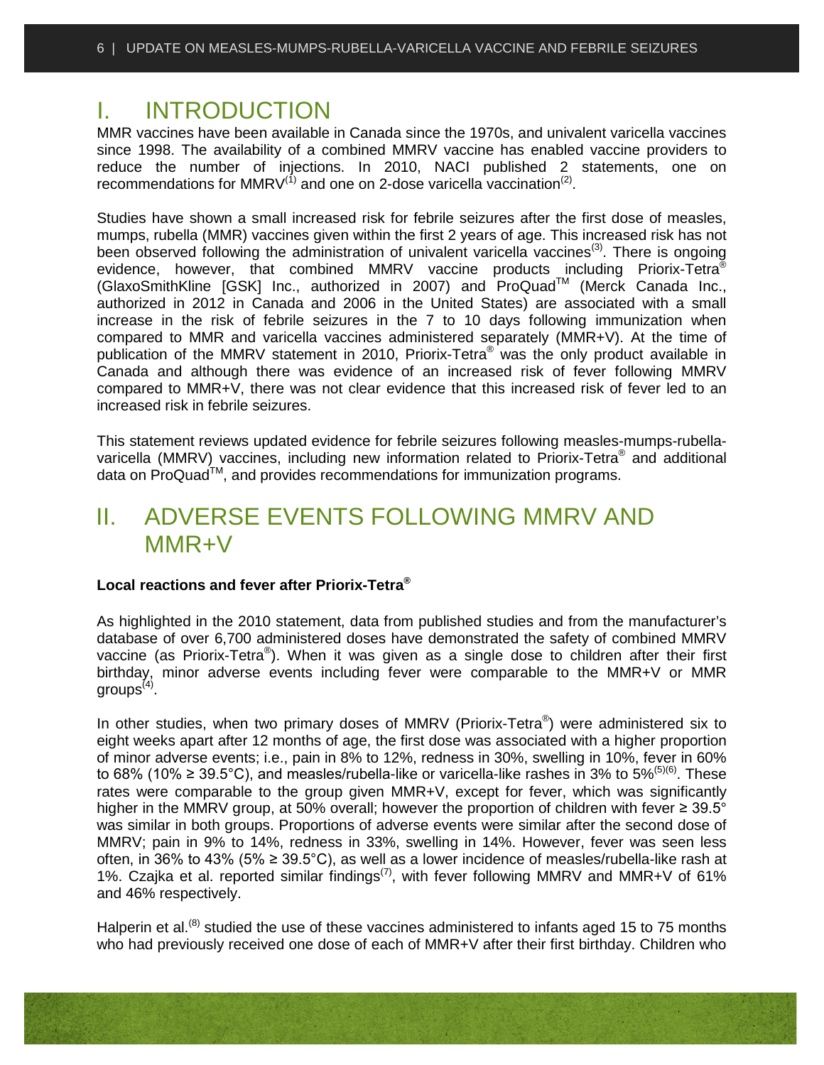# I. INTRODUCTION

MMR vaccines have been available in Canada since the 1970s, and univalent varicella vaccines since 1998. The availability of a combined MMRV vaccine has enabled vaccine providers to reduce the number of injections. In 2010, NACI published 2 statements, one on recommendations for MMRV[1] and one on 2-dose varicella vaccination[2].

Studies have shown a small increased risk for febrile seizures after the first dose of measles, mumps, rubella (MMR) vaccines given within the first 2 years of age. This increased risk has not been observed following the administration of univalent varicella vaccines[3]. There is ongoing evidence, however, that combined MMRV vaccine products including Priorix-Tetra® (GlaxoSmithKline [GSK] Inc., authorized in 2007) and ProQuad™ (Merck Canada Inc., authorized in 2012 in Canada and 2006 in the United States) are associated with a small increase in the risk of febrile seizures in the 7 to 10 days following immunization when compared to MMR and varicella vaccines administered separately (MMR+V). At the time of publication of the MMRV statement in 2010, Priorix-Tetra® was the only product available in Canada and although there was evidence of an increased risk of fever following MMRV compared to MMR+V, there was not clear evidence that this increased risk of fever led to an increased risk in febrile seizures.

This statement reviews updated evidence for febrile seizures following measles-mumps-rubella-varicella (MMRV) vaccines, including new information related to Priorix-Tetra® and additional data on ProQuad™, and provides recommendations for immunization programs.

# II. ADVERSE EVENTS FOLLOWING MMRV AND MMR+V

**Local reactions and fever after Priorix-Tetra®**

As highlighted in the 2010 statement, data from published studies and from the manufacturer's database of over 6,700 administered doses have demonstrated the safety of combined MMRV vaccine (as Priorix-Tetra®). When it was given as a single dose to children after their first birthday, minor adverse events including fever were comparable to the MMR+V or MMR groups[4].

In other studies, when two primary doses of MMRV (Priorix-Tetra®) were administered six to eight weeks apart after 12 months of age, the first dose was associated with a higher proportion of minor adverse events; i.e., pain in 8% to 12%, redness in 30%, swelling in 10%, fever in 60% to 68% (10% ≥ 39.5°C), and measles/rubella-like or varicella-like rashes in 3% to 5%[5][6]. These rates were comparable to the group given MMR+V, except for fever, which was significantly higher in the MMRV group, at 50% overall; however the proportion of children with fever ≥ 39.5° was similar in both groups. Proportions of adverse events were similar after the second dose of MMRV; pain in 9% to 14%, redness in 33%, swelling in 14%. However, fever was seen less often, in 36% to 43% (5% ≥ 39.5°C), as well as a lower incidence of measles/rubella-like rash at 1%. Czajka et al. reported similar findings[7], with fever following MMRV and MMR+V of 61% and 46% respectively.

Halperin et al.[8] studied the use of these vaccines administered to infants aged 15 to 75 months who had previously received one dose of each of MMR+V after their first birthday. Children who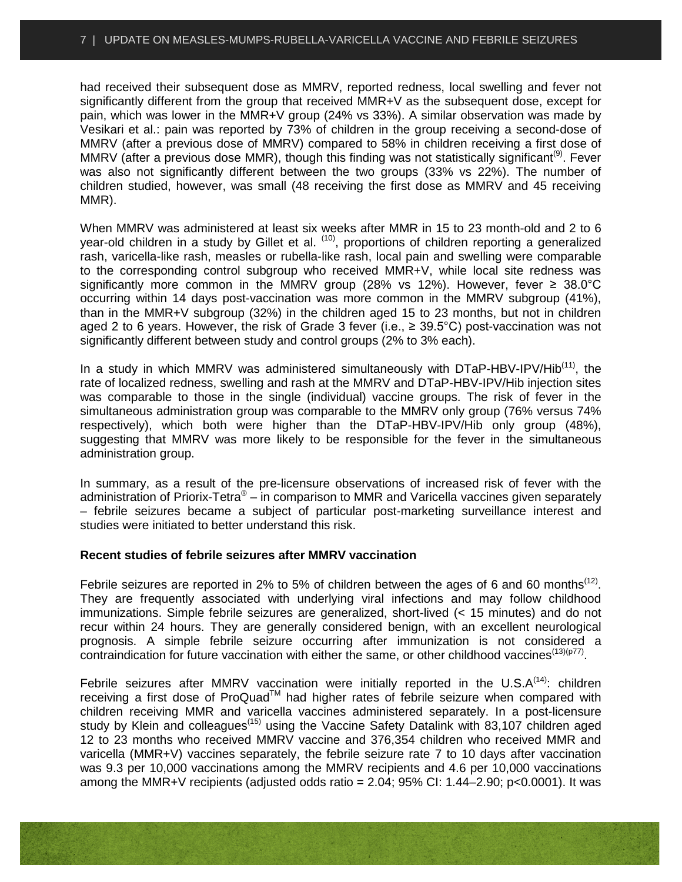had received their subsequent dose as MMRV, reported redness, local swelling and fever not significantly different from the group that received MMR+V as the subsequent dose, except for pain, which was lower in the MMR+V group (24% vs 33%). A similar observation was made by Vesikari et al.: pain was reported by 73% of children in the group receiving a second-dose of MMRV (after a previous dose of MMRV) compared to 58% in children receiving a first dose of MMRV (after a previous dose MMR), though this finding was not statistically significant[9]. Fever was also not significantly different between the two groups (33% vs 22%). The number of children studied, however, was small (48 receiving the first dose as MMRV and 45 receiving MMR).

When MMRV was administered at least six weeks after MMR in 15 to 23 month-old and 2 to 6 year-old children in a study by Gillet et al. [10], proportions of children reporting a generalized rash, varicella-like rash, measles or rubella-like rash, local pain and swelling were comparable to the corresponding control subgroup who received MMR+V, while local site redness was significantly more common in the MMRV group (28% vs 12%). However, fever ≥ 38.0°C occurring within 14 days post-vaccination was more common in the MMRV subgroup (41%), than in the MMR+V subgroup (32%) in the children aged 15 to 23 months, but not in children aged 2 to 6 years. However, the risk of Grade 3 fever (i.e., ≥ 39.5°C) post-vaccination was not significantly different between study and control groups (2% to 3% each).

In a study in which MMRV was administered simultaneously with DTaP-HBV-IPV/Hib[11], the rate of localized redness, swelling and rash at the MMRV and DTaP-HBV-IPV/Hib injection sites was comparable to those in the single (individual) vaccine groups. The risk of fever in the simultaneous administration group was comparable to the MMRV only group (76% versus 74% respectively), which both were higher than the DTaP-HBV-IPV/Hib only group (48%), suggesting that MMRV was more likely to be responsible for the fever in the simultaneous administration group.

In summary, as a result of the pre-licensure observations of increased risk of fever with the administration of Priorix-Tetra® – in comparison to MMR and Varicella vaccines given separately – febrile seizures became a subject of particular post-marketing surveillance interest and studies were initiated to better understand this risk.

**Recent studies of febrile seizures after MMRV vaccination**

Febrile seizures are reported in 2% to 5% of children between the ages of 6 and 60 months[12]. They are frequently associated with underlying viral infections and may follow childhood immunizations. Simple febrile seizures are generalized, short-lived (< 15 minutes) and do not recur within 24 hours. They are generally considered benign, with an excellent neurological prognosis. A simple febrile seizure occurring after immunization is not considered a contraindication for future vaccination with either the same, or other childhood vaccines[13](p77).

Febrile seizures after MMRV vaccination were initially reported in the U.S.A[14]: children receiving a first dose of ProQuad™ had higher rates of febrile seizure when compared with children receiving MMR and varicella vaccines administered separately. In a post-licensure study by Klein and colleagues[15] using the Vaccine Safety Datalink with 83,107 children aged 12 to 23 months who received MMRV vaccine and 376,354 children who received MMR and varicella (MMR+V) vaccines separately, the febrile seizure rate 7 to 10 days after vaccination was 9.3 per 10,000 vaccinations among the MMRV recipients and 4.6 per 10,000 vaccinations among the MMR+V recipients (adjusted odds ratio = 2.04; 95% CI: 1.44–2.90; $p<0.0001$). It was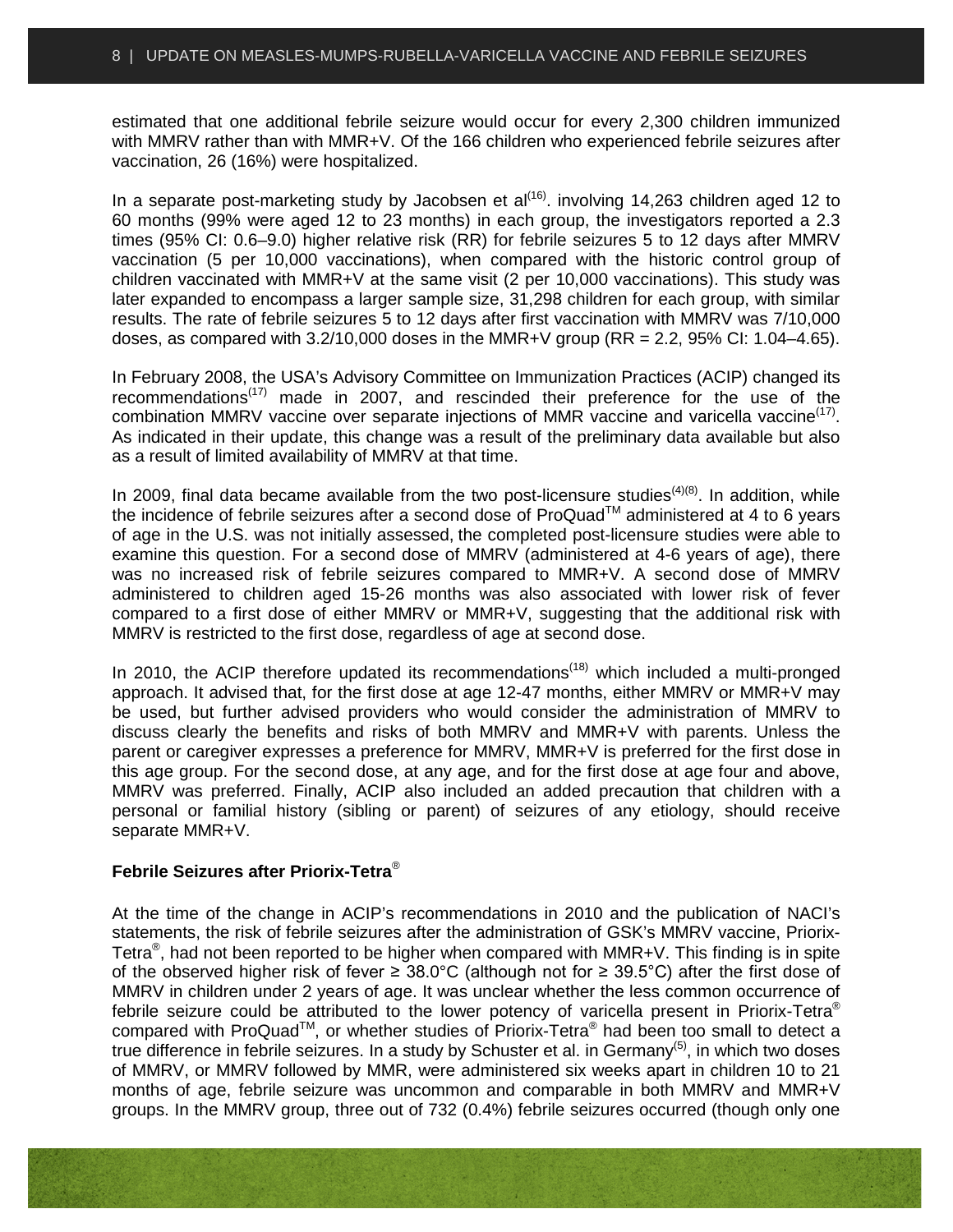estimated that one additional febrile seizure would occur for every 2,300 children immunized with MMRV rather than with MMR+V. Of the 166 children who experienced febrile seizures after vaccination, 26 (16%) were hospitalized.

In a separate post-marketing study by Jacobsen et al[16]. involving 14,263 children aged 12 to 60 months (99% were aged 12 to 23 months) in each group, the investigators reported a 2.3 times (95% CI: 0.6–9.0) higher relative risk (RR) for febrile seizures 5 to 12 days after MMRV vaccination (5 per 10,000 vaccinations), when compared with the historic control group of children vaccinated with MMR+V at the same visit (2 per 10,000 vaccinations). This study was later expanded to encompass a larger sample size, 31,298 children for each group, with similar results. The rate of febrile seizures 5 to 12 days after first vaccination with MMRV was 7/10,000 doses, as compared with 3.2/10,000 doses in the MMR+V group (RR = 2.2, 95% CI: 1.04–4.65).

In February 2008, the USA's Advisory Committee on Immunization Practices (ACIP) changed its recommendations[17] made in 2007, and rescinded their preference for the use of the combination MMRV vaccine over separate injections of MMR vaccine and varicella vaccine[17]. As indicated in their update, this change was a result of the preliminary data available but also as a result of limited availability of MMRV at that time.

In 2009, final data became available from the two post-licensure studies[4][8]. In addition, while the incidence of febrile seizures after a second dose of ProQuad™ administered at 4 to 6 years of age in the U.S. was not initially assessed, the completed post-licensure studies were able to examine this question. For a second dose of MMRV (administered at 4-6 years of age), there was no increased risk of febrile seizures compared to MMR+V. A second dose of MMRV administered to children aged 15-26 months was also associated with lower risk of fever compared to a first dose of either MMRV or MMR+V, suggesting that the additional risk with MMRV is restricted to the first dose, regardless of age at second dose.

In 2010, the ACIP therefore updated its recommendations[18] which included a multi-pronged approach. It advised that, for the first dose at age 12-47 months, either MMRV or MMR+V may be used, but further advised providers who would consider the administration of MMRV to discuss clearly the benefits and risks of both MMRV and MMR+V with parents. Unless the parent or caregiver expresses a preference for MMRV, MMR+V is preferred for the first dose in this age group. For the second dose, at any age, and for the first dose at age four and above, MMRV was preferred. Finally, ACIP also included an added precaution that children with a personal or familial history (sibling or parent) of seizures of any etiology, should receive separate MMR+V.

**Febrile Seizures after Priorix-Tetra®**

At the time of the change in ACIP's recommendations in 2010 and the publication of NACI's statements, the risk of febrile seizures after the administration of GSK's MMRV vaccine, Priorix-Tetra®, had not been reported to be higher when compared with MMR+V. This finding is in spite of the observed higher risk of fever ≥ 38.0°C (although not for ≥ 39.5°C) after the first dose of MMRV in children under 2 years of age. It was unclear whether the less common occurrence of febrile seizure could be attributed to the lower potency of varicella present in Priorix-Tetra® compared with ProQuad™, or whether studies of Priorix-Tetra® had been too small to detect a true difference in febrile seizures. In a study by Schuster et al. in Germany[5], in which two doses of MMRV, or MMRV followed by MMR, were administered six weeks apart in children 10 to 21 months of age, febrile seizure was uncommon and comparable in both MMRV and MMR+V groups. In the MMRV group, three out of 732 (0.4%) febrile seizures occurred (though only one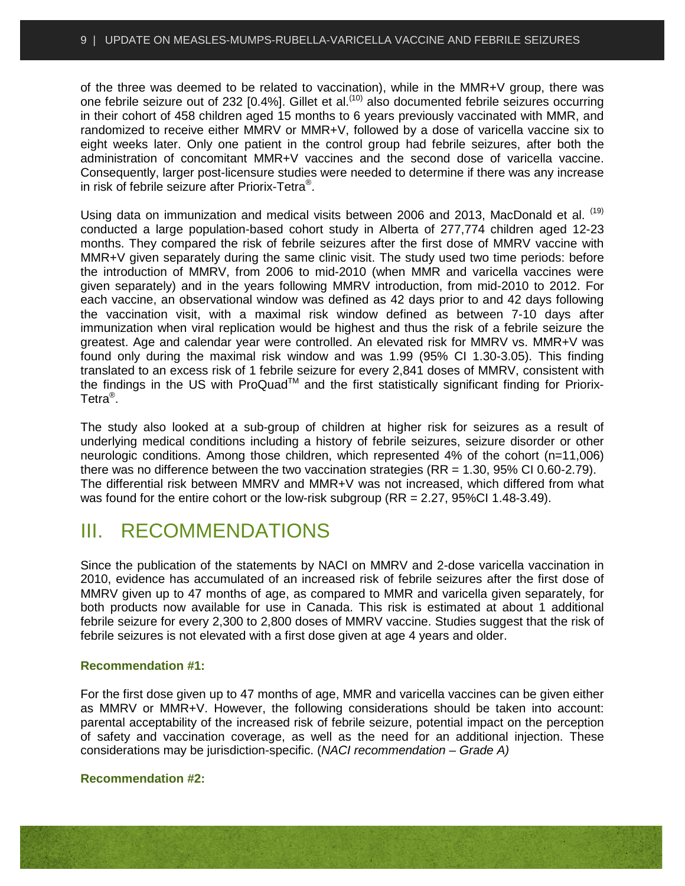of the three was deemed to be related to vaccination), while in the MMR+V group, there was one febrile seizure out of 232 [0.4%]. Gillet et al.[10] also documented febrile seizures occurring in their cohort of 458 children aged 15 months to 6 years previously vaccinated with MMR, and randomized to receive either MMRV or MMR+V, followed by a dose of varicella vaccine six to eight weeks later. Only one patient in the control group had febrile seizures, after both the administration of concomitant MMR+V vaccines and the second dose of varicella vaccine. Consequently, larger post-licensure studies were needed to determine if there was any increase in risk of febrile seizure after Priorix-Tetra®.

Using data on immunization and medical visits between 2006 and 2013, MacDonald et al. [19] conducted a large population-based cohort study in Alberta of 277,774 children aged 12-23 months. They compared the risk of febrile seizures after the first dose of MMRV vaccine with MMR+V given separately during the same clinic visit. The study used two time periods: before the introduction of MMRV, from 2006 to mid-2010 (when MMR and varicella vaccines were given separately) and in the years following MMRV introduction, from mid-2010 to 2012. For each vaccine, an observational window was defined as 42 days prior to and 42 days following the vaccination visit, with a maximal risk window defined as between 7-10 days after immunization when viral replication would be highest and thus the risk of a febrile seizure the greatest. Age and calendar year were controlled. An elevated risk for MMRV vs. MMR+V was found only during the maximal risk window and was 1.99 (95% CI 1.30-3.05). This finding translated to an excess risk of 1 febrile seizure for every 2,841 doses of MMRV, consistent with the findings in the US with ProQuad™ and the first statistically significant finding for Priorix-Tetra®.

The study also looked at a sub-group of children at higher risk for seizures as a result of underlying medical conditions including a history of febrile seizures, seizure disorder or other neurologic conditions. Among those children, which represented 4% of the cohort (n=11,006) there was no difference between the two vaccination strategies (RR = 1.30, 95% CI 0.60-2.79). The differential risk between MMRV and MMR+V was not increased, which differed from what was found for the entire cohort or the low-risk subgroup (RR = 2.27, 95%CI 1.48-3.49).

# III. RECOMMENDATIONS

Since the publication of the statements by NACI on MMRV and 2-dose varicella vaccination in 2010, evidence has accumulated of an increased risk of febrile seizures after the first dose of MMRV given up to 47 months of age, as compared to MMR and varicella given separately, for both products now available for use in Canada. This risk is estimated at about 1 additional febrile seizure for every 2,300 to 2,800 doses of MMRV vaccine. Studies suggest that the risk of febrile seizures is not elevated with a first dose given at age 4 years and older.

**Recommendation #1:**

For the first dose given up to 47 months of age, MMR and varicella vaccines can be given either as MMRV or MMR+V. However, the following considerations should be taken into account: parental acceptability of the increased risk of febrile seizure, potential impact on the perception of safety and vaccination coverage, as well as the need for an additional injection. These considerations may be jurisdiction-specific. (*NACI recommendation – Grade A)*

**Recommendation #2:**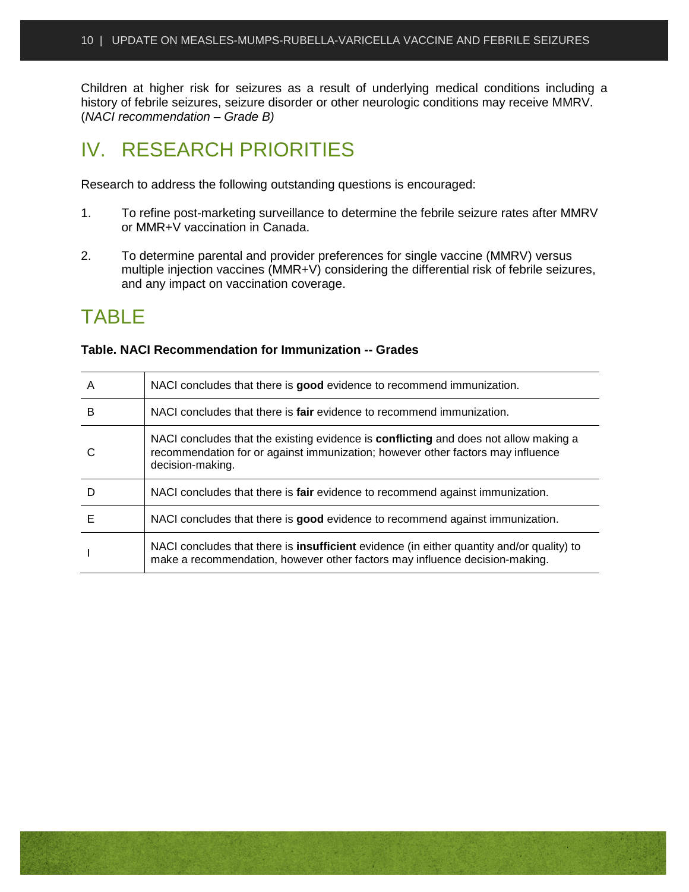Children at higher risk for seizures as a result of underlying medical conditions including a history of febrile seizures, seizure disorder or other neurologic conditions may receive MMRV. (*NACI recommendation – Grade B)*

## IV. RESEARCH PRIORITIES

Research to address the following outstanding questions is encouraged:

1. To refine post-marketing surveillance to determine the febrile seizure rates after MMRV or MMR+V vaccination in Canada.

2. To determine parental and provider preferences for single vaccine (MMRV) versus multiple injection vaccines (MMR+V) considering the differential risk of febrile seizures, and any impact on vaccination coverage.

## TABLE

**Table. NACI Recommendation for Immunization -- Grades**

| | |
|---|---|
| A | NACI concludes that there is **good** evidence to recommend immunization. |
| B | NACI concludes that there is **fair** evidence to recommend immunization. |
| C | NACI concludes that the existing evidence is **conflicting** and does not allow making a recommendation for or against immunization; however other factors may influence decision-making. |
| D | NACI concludes that there is **fair** evidence to recommend against immunization. |
| E | NACI concludes that there is **good** evidence to recommend against immunization. |
| I | NACI concludes that there is **insufficient** evidence (in either quantity and/or quality) to make a recommendation, however other factors may influence decision-making. |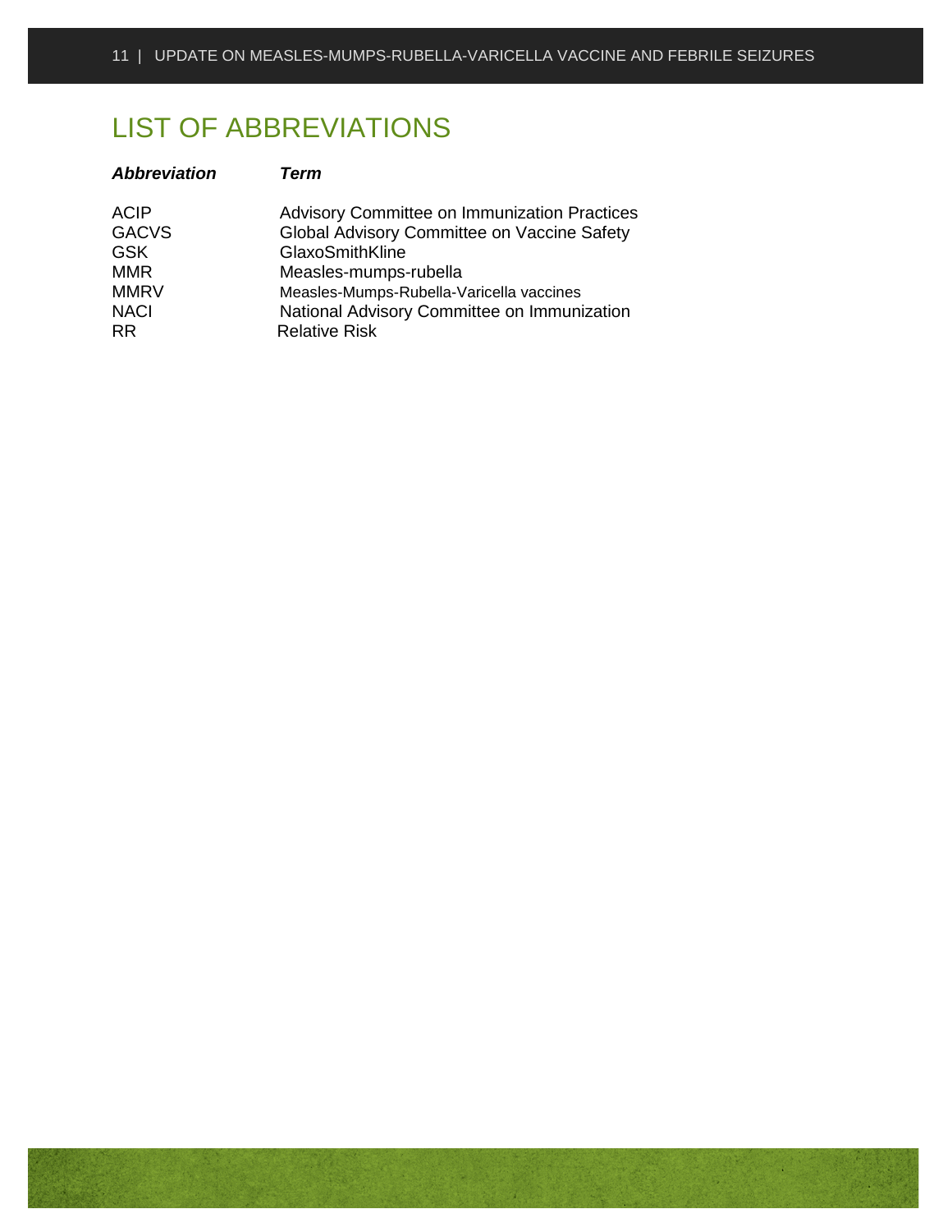# LIST OF ABBREVIATIONS

| *Abbreviation* | *Term* |
|---|---|
| ACIP | Advisory Committee on Immunization Practices |
| GACVS | Global Advisory Committee on Vaccine Safety |
| GSK | GlaxoSmithKline |
| MMR | Measles-mumps-rubella |
| MMRV | Measles-Mumps-Rubella-Varicella vaccines |
| NACI | National Advisory Committee on Immunization |
| RR | Relative Risk |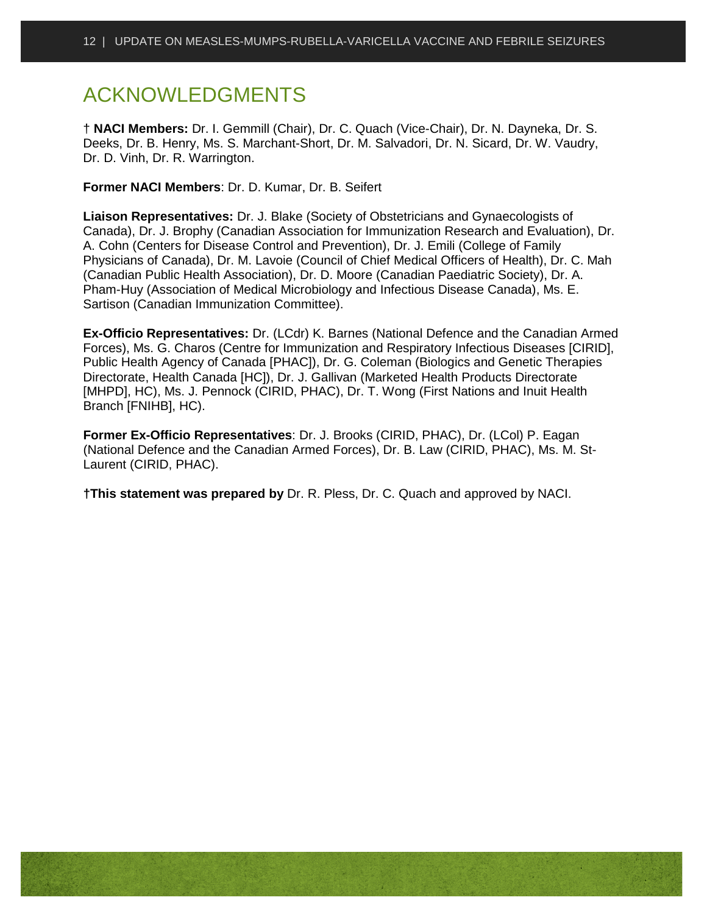# ACKNOWLEDGMENTS

† **NACI Members:** Dr. I. Gemmill (Chair), Dr. C. Quach (Vice-Chair), Dr. N. Dayneka, Dr. S. Deeks, Dr. B. Henry, Ms. S. Marchant-Short, Dr. M. Salvadori, Dr. N. Sicard, Dr. W. Vaudry, Dr. D. Vinh, Dr. R. Warrington.

**Former NACI Members**: Dr. D. Kumar, Dr. B. Seifert

**Liaison Representatives:** Dr. J. Blake (Society of Obstetricians and Gynaecologists of Canada), Dr. J. Brophy (Canadian Association for Immunization Research and Evaluation), Dr. A. Cohn (Centers for Disease Control and Prevention), Dr. J. Emili (College of Family Physicians of Canada), Dr. M. Lavoie (Council of Chief Medical Officers of Health), Dr. C. Mah (Canadian Public Health Association), Dr. D. Moore (Canadian Paediatric Society), Dr. A. Pham-Huy (Association of Medical Microbiology and Infectious Disease Canada), Ms. E. Sartison (Canadian Immunization Committee).

**Ex-Officio Representatives:** Dr. (LCdr) K. Barnes (National Defence and the Canadian Armed Forces), Ms. G. Charos (Centre for Immunization and Respiratory Infectious Diseases [CIRID], Public Health Agency of Canada [PHAC]), Dr. G. Coleman (Biologics and Genetic Therapies Directorate, Health Canada [HC]), Dr. J. Gallivan (Marketed Health Products Directorate [MHPD], HC), Ms. J. Pennock (CIRID, PHAC), Dr. T. Wong (First Nations and Inuit Health Branch [FNIHB], HC).

**Former Ex-Officio Representatives**: Dr. J. Brooks (CIRID, PHAC), Dr. (LCol) P. Eagan (National Defence and the Canadian Armed Forces), Dr. B. Law (CIRID, PHAC), Ms. M. St-Laurent (CIRID, PHAC).

**†This statement was prepared by** Dr. R. Pless, Dr. C. Quach and approved by NACI.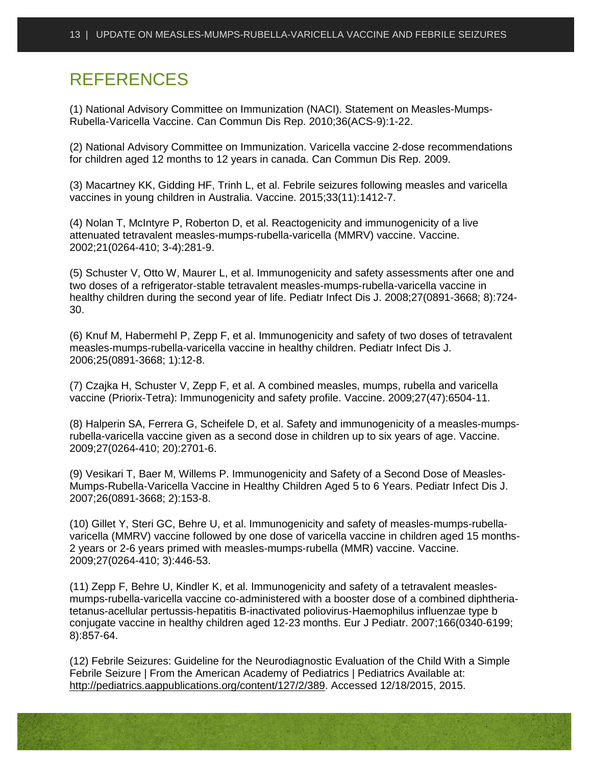# REFERENCES

(1) National Advisory Committee on Immunization (NACI). Statement on Measles-Mumps-Rubella-Varicella Vaccine. Can Commun Dis Rep. 2010;36(ACS-9):1-22.

(2) National Advisory Committee on Immunization. Varicella vaccine 2-dose recommendations for children aged 12 months to 12 years in canada. Can Commun Dis Rep. 2009.

(3) Macartney KK, Gidding HF, Trinh L, et al. Febrile seizures following measles and varicella vaccines in young children in Australia. Vaccine. 2015;33(11):1412-7.

(4) Nolan T, McIntyre P, Roberton D, et al. Reactogenicity and immunogenicity of a live attenuated tetravalent measles-mumps-rubella-varicella (MMRV) vaccine. Vaccine. 2002;21(0264-410; 3-4):281-9.

(5) Schuster V, Otto W, Maurer L, et al. Immunogenicity and safety assessments after one and two doses of a refrigerator-stable tetravalent measles-mumps-rubella-varicella vaccine in healthy children during the second year of life. Pediatr Infect Dis J. 2008;27(0891-3668; 8):724-30.

(6) Knuf M, Habermehl P, Zepp F, et al. Immunogenicity and safety of two doses of tetravalent measles-mumps-rubella-varicella vaccine in healthy children. Pediatr Infect Dis J. 2006;25(0891-3668; 1):12-8.

(7) Czajka H, Schuster V, Zepp F, et al. A combined measles, mumps, rubella and varicella vaccine (Priorix-Tetra): Immunogenicity and safety profile. Vaccine. 2009;27(47):6504-11.

(8) Halperin SA, Ferrera G, Scheifele D, et al. Safety and immunogenicity of a measles-mumps-rubella-varicella vaccine given as a second dose in children up to six years of age. Vaccine. 2009;27(0264-410; 20):2701-6.

(9) Vesikari T, Baer M, Willems P. Immunogenicity and Safety of a Second Dose of Measles-Mumps-Rubella-Varicella Vaccine in Healthy Children Aged 5 to 6 Years. Pediatr Infect Dis J. 2007;26(0891-3668; 2):153-8.

(10) Gillet Y, Steri GC, Behre U, et al. Immunogenicity and safety of measles-mumps-rubella-varicella (MMRV) vaccine followed by one dose of varicella vaccine in children aged 15 months-2 years or 2-6 years primed with measles-mumps-rubella (MMR) vaccine. Vaccine. 2009;27(0264-410; 3):446-53.

(11) Zepp F, Behre U, Kindler K, et al. Immunogenicity and safety of a tetravalent measles-mumps-rubella-varicella vaccine co-administered with a booster dose of a combined diphtheria-tetanus-acellular pertussis-hepatitis B-inactivated poliovirus-Haemophilus influenzae type b conjugate vaccine in healthy children aged 12-23 months. Eur J Pediatr. 2007;166(0340-6199; 8):857-64.

(12) Febrile Seizures: Guideline for the Neurodiagnostic Evaluation of the Child With a Simple Febrile Seizure | From the American Academy of Pediatrics | Pediatrics Available at: http://pediatrics.aappublications.org/content/127/2/389. Accessed 12/18/2015, 2015.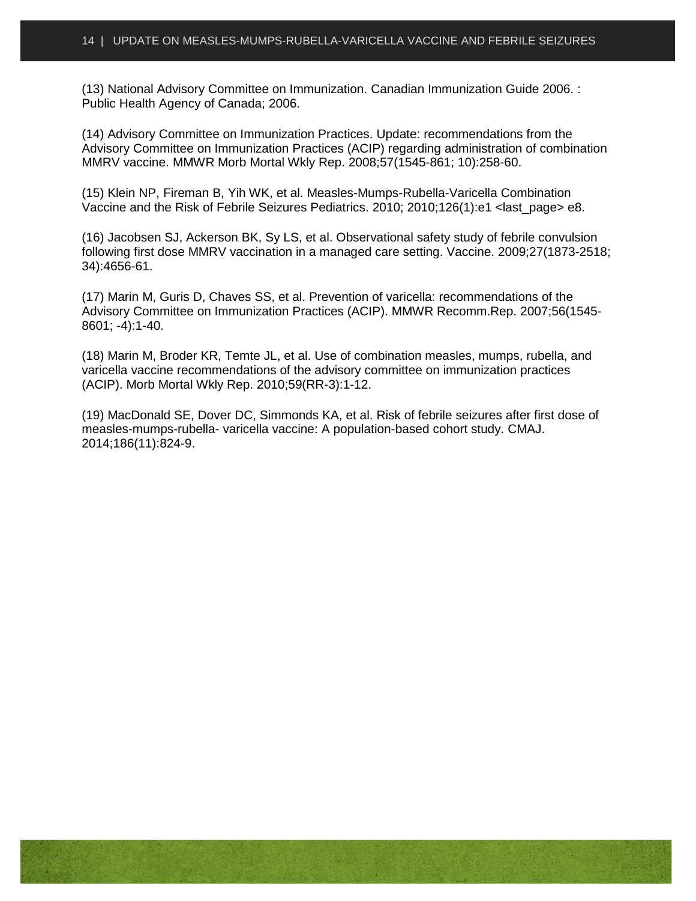(13) National Advisory Committee on Immunization. Canadian Immunization Guide 2006. : Public Health Agency of Canada; 2006.

(14) Advisory Committee on Immunization Practices. Update: recommendations from the Advisory Committee on Immunization Practices (ACIP) regarding administration of combination MMRV vaccine. MMWR Morb Mortal Wkly Rep. 2008;57(1545-861; 10):258-60.

(15) Klein NP, Fireman B, Yih WK, et al. Measles-Mumps-Rubella-Varicella Combination Vaccine and the Risk of Febrile Seizures Pediatrics. 2010; 2010;126(1):e1 <last_page> e8.

(16) Jacobsen SJ, Ackerson BK, Sy LS, et al. Observational safety study of febrile convulsion following first dose MMRV vaccination in a managed care setting. Vaccine. 2009;27(1873-2518; 34):4656-61.

(17) Marin M, Guris D, Chaves SS, et al. Prevention of varicella: recommendations of the Advisory Committee on Immunization Practices (ACIP). MMWR Recomm.Rep. 2007;56(1545-8601; -4):1-40.

(18) Marin M, Broder KR, Temte JL, et al. Use of combination measles, mumps, rubella, and varicella vaccine recommendations of the advisory committee on immunization practices (ACIP). Morb Mortal Wkly Rep. 2010;59(RR-3):1-12.

(19) MacDonald SE, Dover DC, Simmonds KA, et al. Risk of febrile seizures after first dose of measles-mumps-rubella- varicella vaccine: A population-based cohort study. CMAJ. 2014;186(11):824-9.